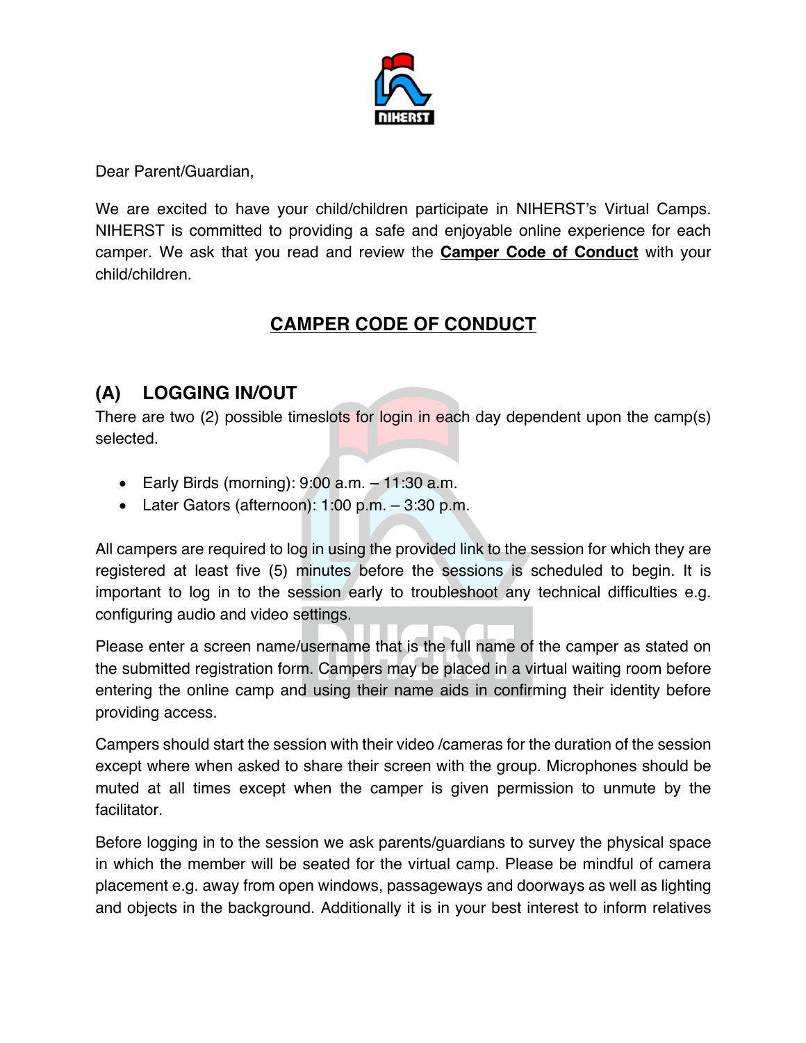Dear Parent/Guardian,

We are excited to have your child/children participate in NIHERST's Virtual Camps. NIHERST is committed to providing a safe and enjoyable online experience for each camper. We ask that you read and review the **Camper Code of Conduct** with your child/children.

# CAMPER CODE OF CONDUCT

## (A) LOGGING IN/OUT

There are two (2) possible timeslots for login in each day dependent upon the camp(s) selected.

- Early Birds (morning): 9:00 a.m. – 11:30 a.m.
- Later Gators (afternoon): 1:00 p.m. – 3:30 p.m.

All campers are required to log in using the provided link to the session for which they are registered at least five (5) minutes before the sessions is scheduled to begin. It is important to log in to the session early to troubleshoot any technical difficulties e.g. configuring audio and video settings.

Please enter a screen name/username that is the full name of the camper as stated on the submitted registration form. Campers may be placed in a virtual waiting room before entering the online camp and using their name aids in confirming their identity before providing access.

Campers should start the session with their video /cameras for the duration of the session except where when asked to share their screen with the group. Microphones should be muted at all times except when the camper is given permission to unmute by the facilitator.

Before logging in to the session we ask parents/guardians to survey the physical space in which the member will be seated for the virtual camp. Please be mindful of camera placement e.g. away from open windows, passageways and doorways as well as lighting and objects in the background. Additionally it is in your best interest to inform relatives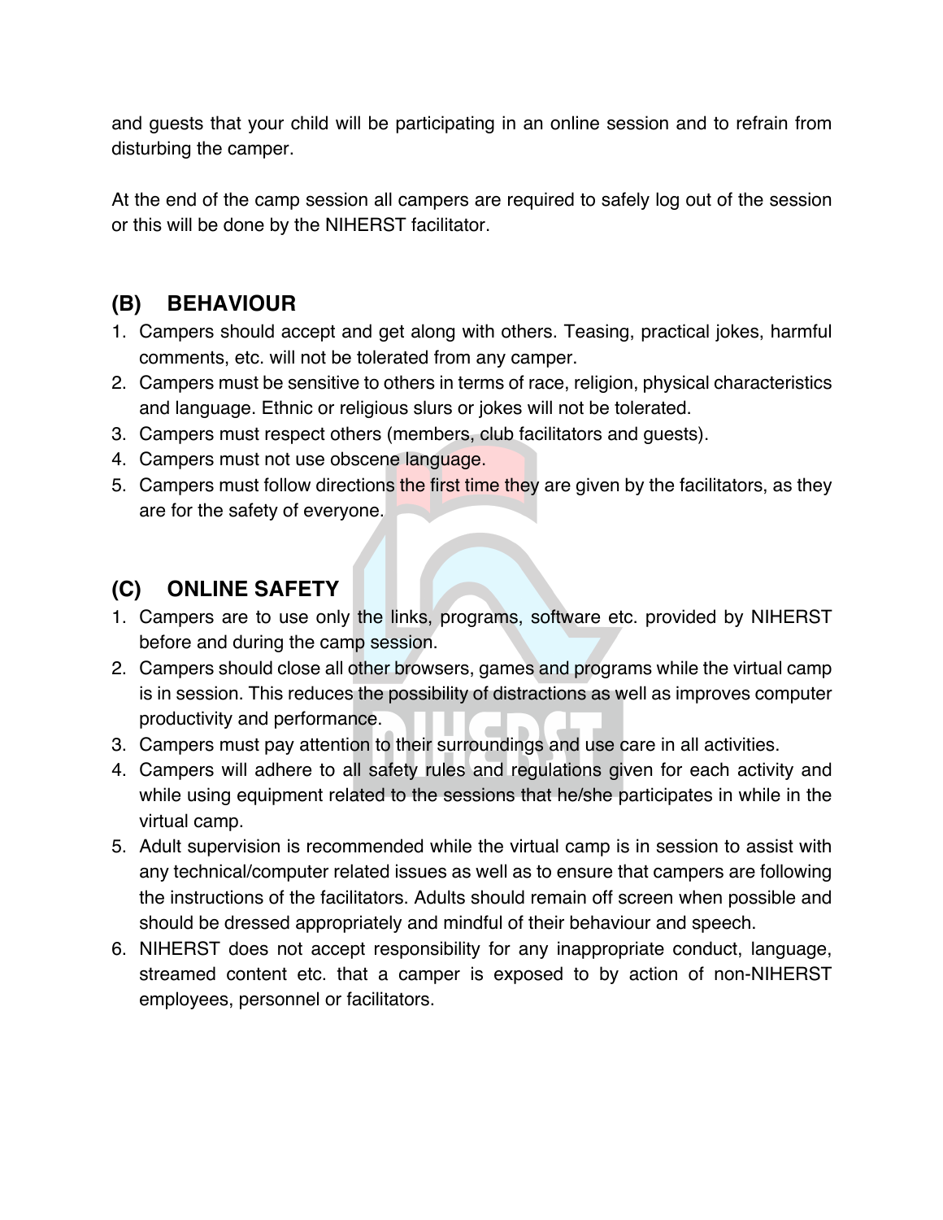and guests that your child will be participating in an online session and to refrain from disturbing the camper.

At the end of the camp session all campers are required to safely log out of the session or this will be done by the NIHERST facilitator.

## (B) BEHAVIOUR

1. Campers should accept and get along with others. Teasing, practical jokes, harmful comments, etc. will not be tolerated from any camper.
2. Campers must be sensitive to others in terms of race, religion, physical characteristics and language. Ethnic or religious slurs or jokes will not be tolerated.
3. Campers must respect others (members, club facilitators and guests).
4. Campers must not use obscene language.
5. Campers must follow directions the first time they are given by the facilitators, as they are for the safety of everyone.

## (C) ONLINE SAFETY

1. Campers are to use only the links, programs, software etc. provided by NIHERST before and during the camp session.
2. Campers should close all other browsers, games and programs while the virtual camp is in session. This reduces the possibility of distractions as well as improves computer productivity and performance.
3. Campers must pay attention to their surroundings and use care in all activities.
4. Campers will adhere to all safety rules and regulations given for each activity and while using equipment related to the sessions that he/she participates in while in the virtual camp.
5. Adult supervision is recommended while the virtual camp is in session to assist with any technical/computer related issues as well as to ensure that campers are following the instructions of the facilitators. Adults should remain off screen when possible and should be dressed appropriately and mindful of their behaviour and speech.
6. NIHERST does not accept responsibility for any inappropriate conduct, language, streamed content etc. that a camper is exposed to by action of non-NIHERST employees, personnel or facilitators.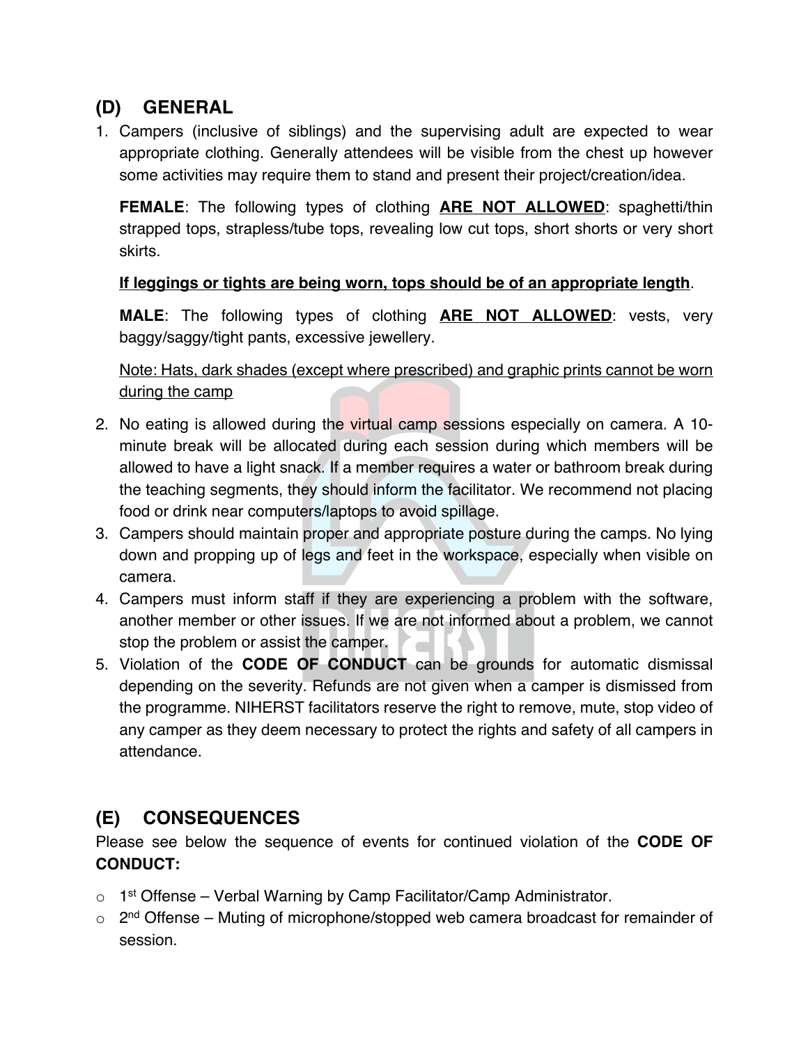## (D) GENERAL

1. Campers (inclusive of siblings) and the supervising adult are expected to wear appropriate clothing. Generally attendees will be visible from the chest up however some activities may require them to stand and present their project/creation/idea.

   **FEMALE**: The following types of clothing <u>**ARE NOT ALLOWED**</u>: spaghetti/thin strapped tops, strapless/tube tops, revealing low cut tops, short shorts or very short skirts.

   <u>**If leggings or tights are being worn, tops should be of an appropriate length**</u>.

   **MALE**: The following types of clothing <u>**ARE NOT ALLOWED**</u>: vests, very baggy/saggy/tight pants, excessive jewellery.

   <u>Note: Hats, dark shades (except where prescribed) and graphic prints cannot be worn during the camp</u>

2. No eating is allowed during the virtual camp sessions especially on camera. A 10-minute break will be allocated during each session during which members will be allowed to have a light snack. If a member requires a water or bathroom break during the teaching segments, they should inform the facilitator. We recommend not placing food or drink near computers/laptops to avoid spillage.
3. Campers should maintain proper and appropriate posture during the camps. No lying down and propping up of legs and feet in the workspace, especially when visible on camera.
4. Campers must inform staff if they are experiencing a problem with the software, another member or other issues. If we are not informed about a problem, we cannot stop the problem or assist the camper.
5. Violation of the **CODE OF CONDUCT** can be grounds for automatic dismissal depending on the severity. Refunds are not given when a camper is dismissed from the programme. NIHERST facilitators reserve the right to remove, mute, stop video of any camper as they deem necessary to protect the rights and safety of all campers in attendance.

## (E) CONSEQUENCES

Please see below the sequence of events for continued violation of the **CODE OF CONDUCT:**

- 1st Offense – Verbal Warning by Camp Facilitator/Camp Administrator.
- 2nd Offense – Muting of microphone/stopped web camera broadcast for remainder of session.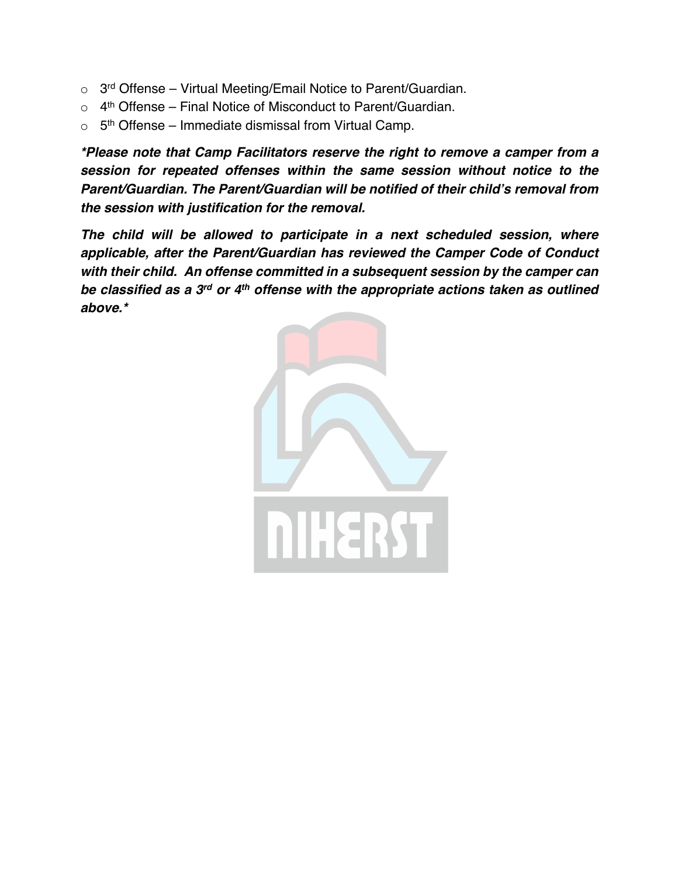- 3rd Offense – Virtual Meeting/Email Notice to Parent/Guardian.
- 4th Offense – Final Notice of Misconduct to Parent/Guardian.
- 5th Offense – Immediate dismissal from Virtual Camp.

***Please note that Camp Facilitators reserve the right to remove a camper from a session for repeated offenses within the same session without notice to the Parent/Guardian. The Parent/Guardian will be notified of their child's removal from the session with justification for the removal.***

***The child will be allowed to participate in a next scheduled session, where applicable, after the Parent/Guardian has reviewed the Camper Code of Conduct with their child. An offense committed in a subsequent session by the camper can be classified as a 3rd or 4th offense with the appropriate actions taken as outlined above.****